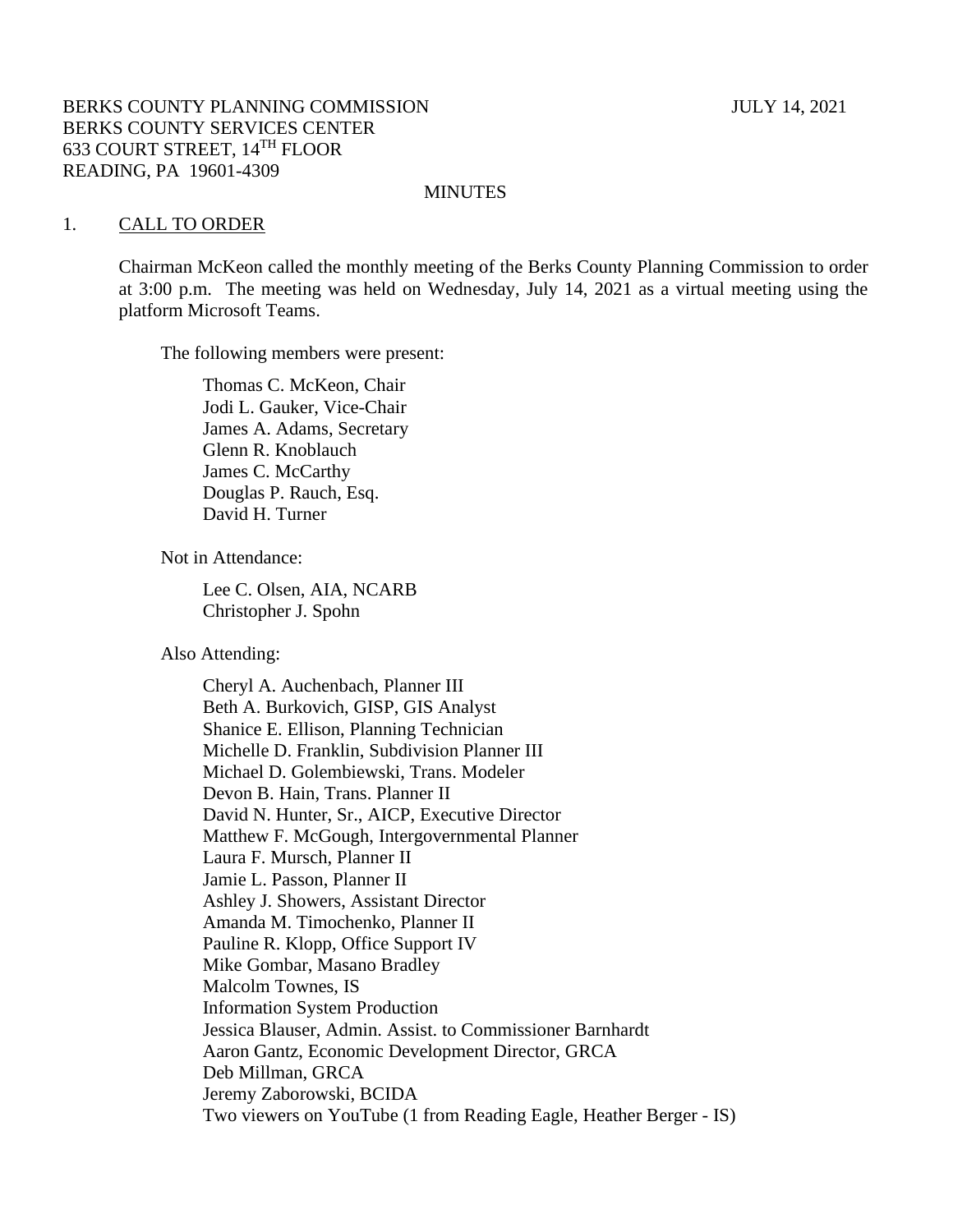BERKS COUNTY PLANNING COMMISSION JULY 14, 2021
BERKS COUNTY SERVICES CENTER
633 COURT STREET, 14TH FLOOR
READING, PA 19601-4309

MINUTES

1. CALL TO ORDER

Chairman McKeon called the monthly meeting of the Berks County Planning Commission to order at 3:00 p.m. The meeting was held on Wednesday, July 14, 2021 as a virtual meeting using the platform Microsoft Teams.

The following members were present:

Thomas C. McKeon, Chair
Jodi L. Gauker, Vice-Chair
James A. Adams, Secretary
Glenn R. Knoblauch
James C. McCarthy
Douglas P. Rauch, Esq.
David H. Turner

Not in Attendance:

Lee C. Olsen, AIA, NCARB
Christopher J. Spohn

Also Attending:

Cheryl A. Auchenbach, Planner III
Beth A. Burkovich, GISP, GIS Analyst
Shanice E. Ellison, Planning Technician
Michelle D. Franklin, Subdivision Planner III
Michael D. Golembiewski, Trans. Modeler
Devon B. Hain, Trans. Planner II
David N. Hunter, Sr., AICP, Executive Director
Matthew F. McGough, Intergovernmental Planner
Laura F. Mursch, Planner II
Jamie L. Passon, Planner II
Ashley J. Showers, Assistant Director
Amanda M. Timochenko, Planner II
Pauline R. Klopp, Office Support IV
Mike Gombar, Masano Bradley
Malcolm Townes, IS
Information System Production
Jessica Blauser, Admin. Assist. to Commissioner Barnhardt
Aaron Gantz, Economic Development Director, GRCA
Deb Millman, GRCA
Jeremy Zaborowski, BCIDA
Two viewers on YouTube (1 from Reading Eagle, Heather Berger - IS)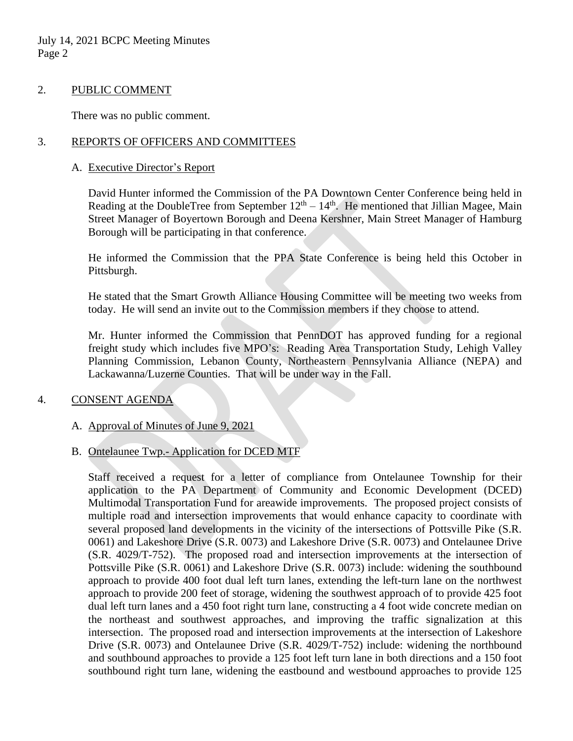2. PUBLIC COMMENT

There was no public comment.

3. REPORTS OF OFFICERS AND COMMITTEES

A. Executive Director's Report

David Hunter informed the Commission of the PA Downtown Center Conference being held in Reading at the DoubleTree from September 12th – 14th. He mentioned that Jillian Magee, Main Street Manager of Boyertown Borough and Deena Kershner, Main Street Manager of Hamburg Borough will be participating in that conference.

He informed the Commission that the PPA State Conference is being held this October in Pittsburgh.

He stated that the Smart Growth Alliance Housing Committee will be meeting two weeks from today. He will send an invite out to the Commission members if they choose to attend.

Mr. Hunter informed the Commission that PennDOT has approved funding for a regional freight study which includes five MPO's: Reading Area Transportation Study, Lehigh Valley Planning Commission, Lebanon County, Northeastern Pennsylvania Alliance (NEPA) and Lackawanna/Luzerne Counties. That will be under way in the Fall.

4. CONSENT AGENDA

A. Approval of Minutes of June 9, 2021

B. Ontelaunee Twp.- Application for DCED MTF

Staff received a request for a letter of compliance from Ontelaunee Township for their application to the PA Department of Community and Economic Development (DCED) Multimodal Transportation Fund for areawide improvements. The proposed project consists of multiple road and intersection improvements that would enhance capacity to coordinate with several proposed land developments in the vicinity of the intersections of Pottsville Pike (S.R. 0061) and Lakeshore Drive (S.R. 0073) and Lakeshore Drive (S.R. 0073) and Ontelaunee Drive (S.R. 4029/T-752). The proposed road and intersection improvements at the intersection of Pottsville Pike (S.R. 0061) and Lakeshore Drive (S.R. 0073) include: widening the southbound approach to provide 400 foot dual left turn lanes, extending the left-turn lane on the northwest approach to provide 200 feet of storage, widening the southwest approach of to provide 425 foot dual left turn lanes and a 450 foot right turn lane, constructing a 4 foot wide concrete median on the northeast and southwest approaches, and improving the traffic signalization at this intersection. The proposed road and intersection improvements at the intersection of Lakeshore Drive (S.R. 0073) and Ontelaunee Drive (S.R. 4029/T-752) include: widening the northbound and southbound approaches to provide a 125 foot left turn lane in both directions and a 150 foot southbound right turn lane, widening the eastbound and westbound approaches to provide 125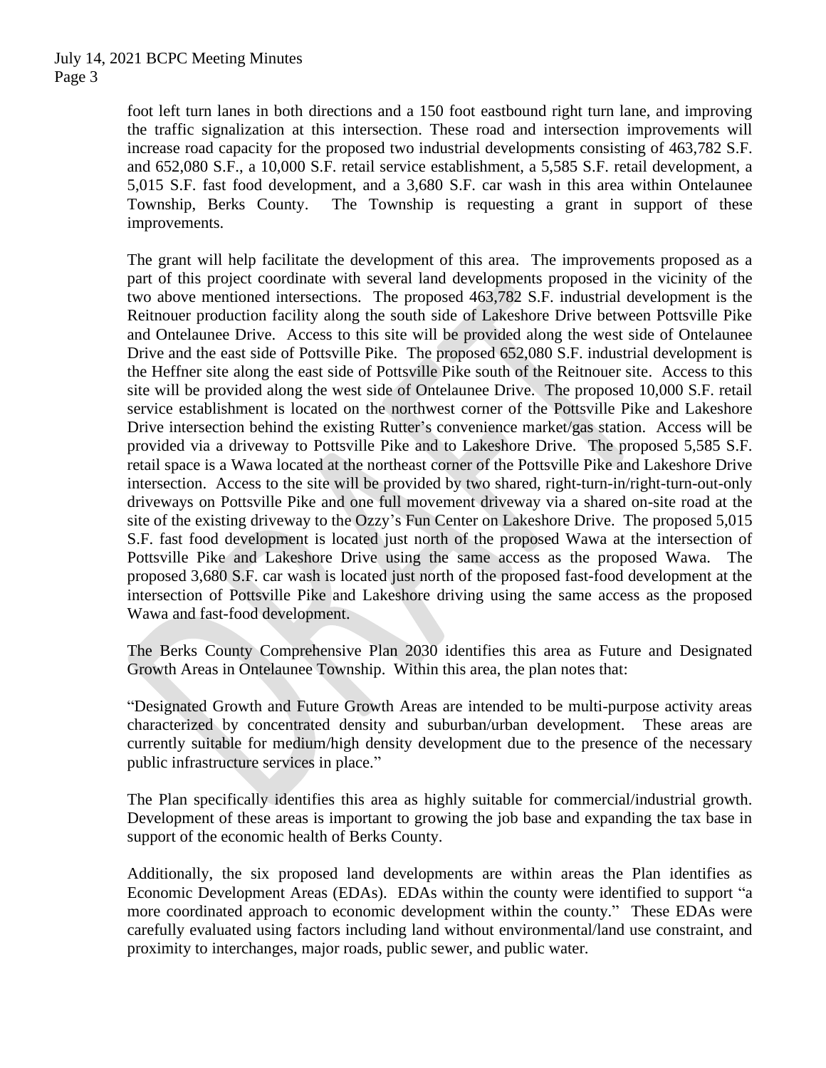foot left turn lanes in both directions and a 150 foot eastbound right turn lane, and improving the traffic signalization at this intersection. These road and intersection improvements will increase road capacity for the proposed two industrial developments consisting of 463,782 S.F. and 652,080 S.F., a 10,000 S.F. retail service establishment, a 5,585 S.F. retail development, a 5,015 S.F. fast food development, and a 3,680 S.F. car wash in this area within Ontelaunee Township, Berks County. The Township is requesting a grant in support of these improvements.

The grant will help facilitate the development of this area. The improvements proposed as a part of this project coordinate with several land developments proposed in the vicinity of the two above mentioned intersections. The proposed 463,782 S.F. industrial development is the Reitnouer production facility along the south side of Lakeshore Drive between Pottsville Pike and Ontelaunee Drive. Access to this site will be provided along the west side of Ontelaunee Drive and the east side of Pottsville Pike. The proposed 652,080 S.F. industrial development is the Heffner site along the east side of Pottsville Pike south of the Reitnouer site. Access to this site will be provided along the west side of Ontelaunee Drive. The proposed 10,000 S.F. retail service establishment is located on the northwest corner of the Pottsville Pike and Lakeshore Drive intersection behind the existing Rutter's convenience market/gas station. Access will be provided via a driveway to Pottsville Pike and to Lakeshore Drive. The proposed 5,585 S.F. retail space is a Wawa located at the northeast corner of the Pottsville Pike and Lakeshore Drive intersection. Access to the site will be provided by two shared, right-turn-in/right-turn-out-only driveways on Pottsville Pike and one full movement driveway via a shared on-site road at the site of the existing driveway to the Ozzy's Fun Center on Lakeshore Drive. The proposed 5,015 S.F. fast food development is located just north of the proposed Wawa at the intersection of Pottsville Pike and Lakeshore Drive using the same access as the proposed Wawa. The proposed 3,680 S.F. car wash is located just north of the proposed fast-food development at the intersection of Pottsville Pike and Lakeshore driving using the same access as the proposed Wawa and fast-food development.

The Berks County Comprehensive Plan 2030 identifies this area as Future and Designated Growth Areas in Ontelaunee Township. Within this area, the plan notes that:

"Designated Growth and Future Growth Areas are intended to be multi-purpose activity areas characterized by concentrated density and suburban/urban development. These areas are currently suitable for medium/high density development due to the presence of the necessary public infrastructure services in place."

The Plan specifically identifies this area as highly suitable for commercial/industrial growth. Development of these areas is important to growing the job base and expanding the tax base in support of the economic health of Berks County.

Additionally, the six proposed land developments are within areas the Plan identifies as Economic Development Areas (EDAs). EDAs within the county were identified to support "a more coordinated approach to economic development within the county." These EDAs were carefully evaluated using factors including land without environmental/land use constraint, and proximity to interchanges, major roads, public sewer, and public water.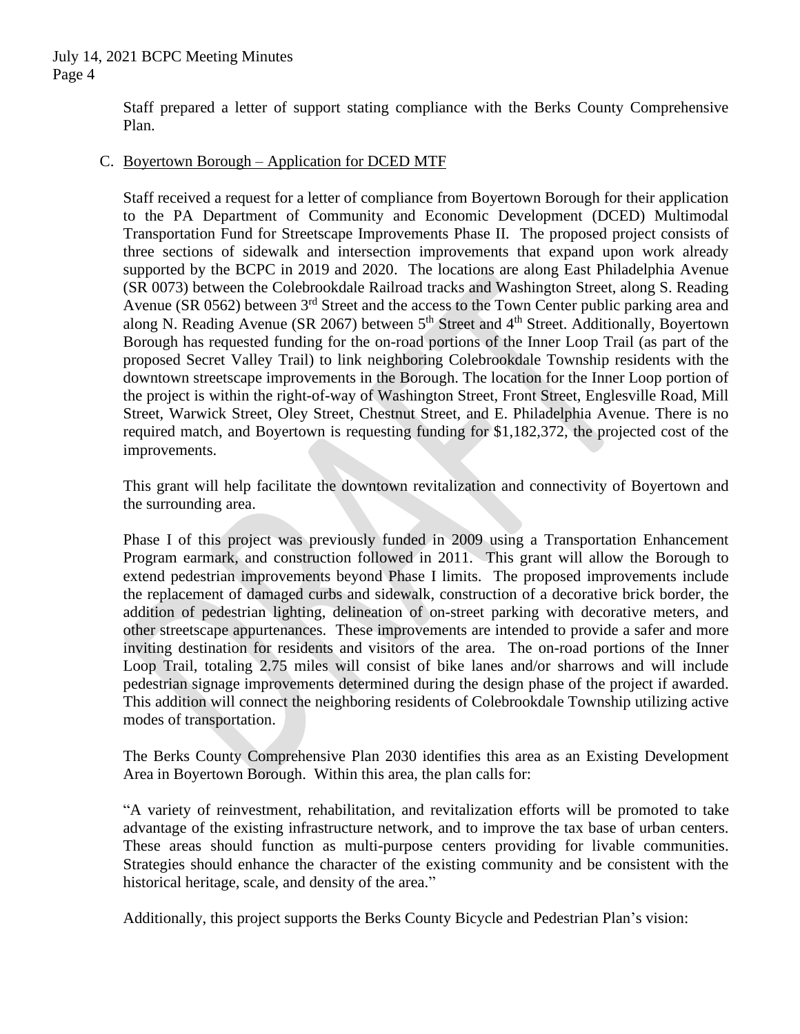Staff prepared a letter of support stating compliance with the Berks County Comprehensive Plan.

C. <u>Boyertown Borough – Application for DCED MTF</u>

Staff received a request for a letter of compliance from Boyertown Borough for their application to the PA Department of Community and Economic Development (DCED) Multimodal Transportation Fund for Streetscape Improvements Phase II. The proposed project consists of three sections of sidewalk and intersection improvements that expand upon work already supported by the BCPC in 2019 and 2020. The locations are along East Philadelphia Avenue (SR 0073) between the Colebrookdale Railroad tracks and Washington Street, along S. Reading Avenue (SR 0562) between 3rd Street and the access to the Town Center public parking area and along N. Reading Avenue (SR 2067) between 5th Street and 4th Street. Additionally, Boyertown Borough has requested funding for the on-road portions of the Inner Loop Trail (as part of the proposed Secret Valley Trail) to link neighboring Colebrookdale Township residents with the downtown streetscape improvements in the Borough. The location for the Inner Loop portion of the project is within the right-of-way of Washington Street, Front Street, Englesville Road, Mill Street, Warwick Street, Oley Street, Chestnut Street, and E. Philadelphia Avenue. There is no required match, and Boyertown is requesting funding for $1,182,372, the projected cost of the improvements.

This grant will help facilitate the downtown revitalization and connectivity of Boyertown and the surrounding area.

Phase I of this project was previously funded in 2009 using a Transportation Enhancement Program earmark, and construction followed in 2011. This grant will allow the Borough to extend pedestrian improvements beyond Phase I limits. The proposed improvements include the replacement of damaged curbs and sidewalk, construction of a decorative brick border, the addition of pedestrian lighting, delineation of on-street parking with decorative meters, and other streetscape appurtenances. These improvements are intended to provide a safer and more inviting destination for residents and visitors of the area. The on-road portions of the Inner Loop Trail, totaling 2.75 miles will consist of bike lanes and/or sharrows and will include pedestrian signage improvements determined during the design phase of the project if awarded. This addition will connect the neighboring residents of Colebrookdale Township utilizing active modes of transportation.

The Berks County Comprehensive Plan 2030 identifies this area as an Existing Development Area in Boyertown Borough. Within this area, the plan calls for:

"A variety of reinvestment, rehabilitation, and revitalization efforts will be promoted to take advantage of the existing infrastructure network, and to improve the tax base of urban centers. These areas should function as multi-purpose centers providing for livable communities. Strategies should enhance the character of the existing community and be consistent with the historical heritage, scale, and density of the area."

Additionally, this project supports the Berks County Bicycle and Pedestrian Plan's vision: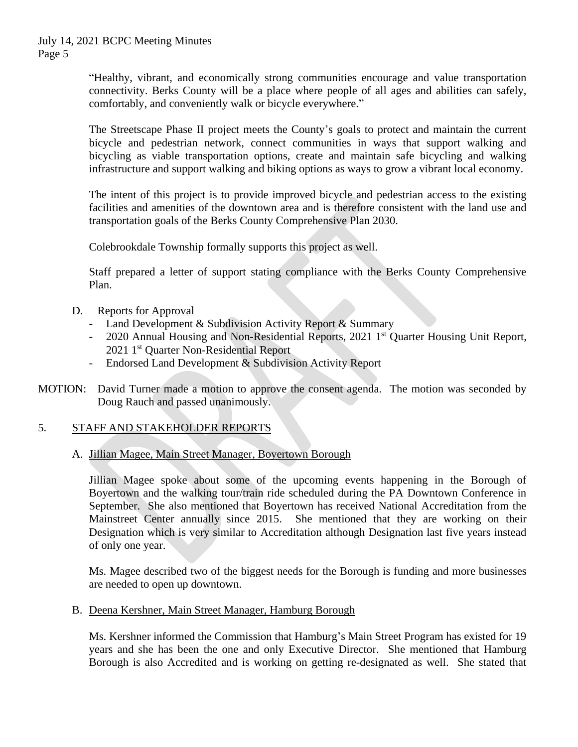"Healthy, vibrant, and economically strong communities encourage and value transportation connectivity. Berks County will be a place where people of all ages and abilities can safely, comfortably, and conveniently walk or bicycle everywhere."

The Streetscape Phase II project meets the County's goals to protect and maintain the current bicycle and pedestrian network, connect communities in ways that support walking and bicycling as viable transportation options, create and maintain safe bicycling and walking infrastructure and support walking and biking options as ways to grow a vibrant local economy.

The intent of this project is to provide improved bicycle and pedestrian access to the existing facilities and amenities of the downtown area and is therefore consistent with the land use and transportation goals of the Berks County Comprehensive Plan 2030.

Colebrookdale Township formally supports this project as well.

Staff prepared a letter of support stating compliance with the Berks County Comprehensive Plan.

D. Reports for Approval
- Land Development & Subdivision Activity Report & Summary
- 2020 Annual Housing and Non-Residential Reports, 2021 1st Quarter Housing Unit Report, 2021 1st Quarter Non-Residential Report
- Endorsed Land Development & Subdivision Activity Report

MOTION: David Turner made a motion to approve the consent agenda. The motion was seconded by Doug Rauch and passed unanimously.

## 5. STAFF AND STAKEHOLDER REPORTS

### A. Jillian Magee, Main Street Manager, Boyertown Borough

Jillian Magee spoke about some of the upcoming events happening in the Borough of Boyertown and the walking tour/train ride scheduled during the PA Downtown Conference in September. She also mentioned that Boyertown has received National Accreditation from the Mainstreet Center annually since 2015. She mentioned that they are working on their Designation which is very similar to Accreditation although Designation last five years instead of only one year.

Ms. Magee described two of the biggest needs for the Borough is funding and more businesses are needed to open up downtown.

### B. Deena Kershner, Main Street Manager, Hamburg Borough

Ms. Kershner informed the Commission that Hamburg's Main Street Program has existed for 19 years and she has been the one and only Executive Director. She mentioned that Hamburg Borough is also Accredited and is working on getting re-designated as well. She stated that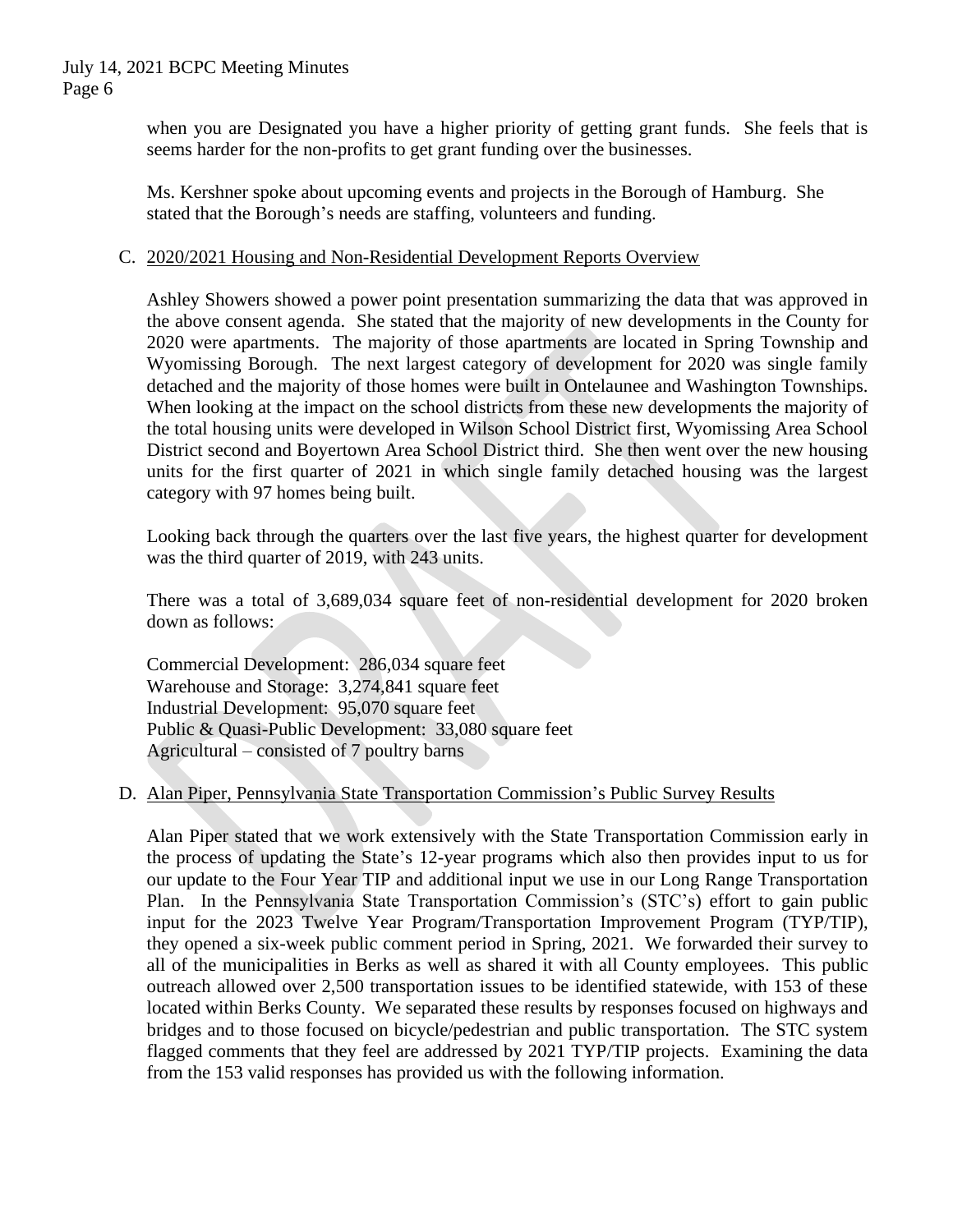when you are Designated you have a higher priority of getting grant funds. She feels that is seems harder for the non-profits to get grant funding over the businesses.

Ms. Kershner spoke about upcoming events and projects in the Borough of Hamburg. She stated that the Borough's needs are staffing, volunteers and funding.

C. <u>2020/2021 Housing and Non-Residential Development Reports Overview</u>

Ashley Showers showed a power point presentation summarizing the data that was approved in the above consent agenda. She stated that the majority of new developments in the County for 2020 were apartments. The majority of those apartments are located in Spring Township and Wyomissing Borough. The next largest category of development for 2020 was single family detached and the majority of those homes were built in Ontelaunee and Washington Townships. When looking at the impact on the school districts from these new developments the majority of the total housing units were developed in Wilson School District first, Wyomissing Area School District second and Boyertown Area School District third. She then went over the new housing units for the first quarter of 2021 in which single family detached housing was the largest category with 97 homes being built.

Looking back through the quarters over the last five years, the highest quarter for development was the third quarter of 2019, with 243 units.

There was a total of 3,689,034 square feet of non-residential development for 2020 broken down as follows:

Commercial Development: 286,034 square feet
Warehouse and Storage: 3,274,841 square feet
Industrial Development: 95,070 square feet
Public & Quasi-Public Development: 33,080 square feet
Agricultural – consisted of 7 poultry barns

D. <u>Alan Piper, Pennsylvania State Transportation Commission's Public Survey Results</u>

Alan Piper stated that we work extensively with the State Transportation Commission early in the process of updating the State's 12-year programs which also then provides input to us for our update to the Four Year TIP and additional input we use in our Long Range Transportation Plan. In the Pennsylvania State Transportation Commission's (STC's) effort to gain public input for the 2023 Twelve Year Program/Transportation Improvement Program (TYP/TIP), they opened a six-week public comment period in Spring, 2021. We forwarded their survey to all of the municipalities in Berks as well as shared it with all County employees. This public outreach allowed over 2,500 transportation issues to be identified statewide, with 153 of these located within Berks County. We separated these results by responses focused on highways and bridges and to those focused on bicycle/pedestrian and public transportation. The STC system flagged comments that they feel are addressed by 2021 TYP/TIP projects. Examining the data from the 153 valid responses has provided us with the following information.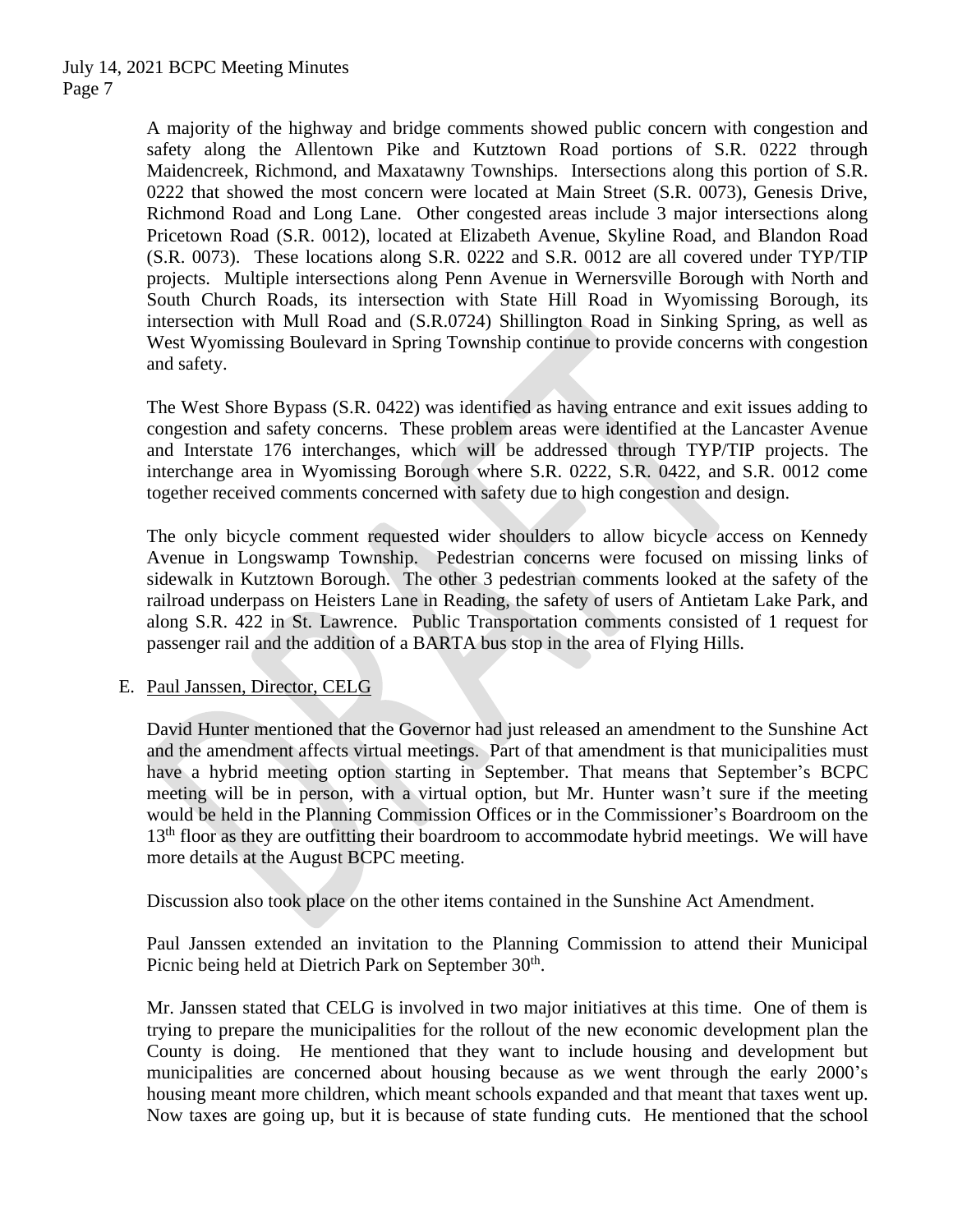A majority of the highway and bridge comments showed public concern with congestion and safety along the Allentown Pike and Kutztown Road portions of S.R. 0222 through Maidencreek, Richmond, and Maxatawny Townships. Intersections along this portion of S.R. 0222 that showed the most concern were located at Main Street (S.R. 0073), Genesis Drive, Richmond Road and Long Lane. Other congested areas include 3 major intersections along Pricetown Road (S.R. 0012), located at Elizabeth Avenue, Skyline Road, and Blandon Road (S.R. 0073). These locations along S.R. 0222 and S.R. 0012 are all covered under TYP/TIP projects. Multiple intersections along Penn Avenue in Wernersville Borough with North and South Church Roads, its intersection with State Hill Road in Wyomissing Borough, its intersection with Mull Road and (S.R.0724) Shillington Road in Sinking Spring, as well as West Wyomissing Boulevard in Spring Township continue to provide concerns with congestion and safety.

The West Shore Bypass (S.R. 0422) was identified as having entrance and exit issues adding to congestion and safety concerns. These problem areas were identified at the Lancaster Avenue and Interstate 176 interchanges, which will be addressed through TYP/TIP projects. The interchange area in Wyomissing Borough where S.R. 0222, S.R. 0422, and S.R. 0012 come together received comments concerned with safety due to high congestion and design.

The only bicycle comment requested wider shoulders to allow bicycle access on Kennedy Avenue in Longswamp Township. Pedestrian concerns were focused on missing links of sidewalk in Kutztown Borough. The other 3 pedestrian comments looked at the safety of the railroad underpass on Heisters Lane in Reading, the safety of users of Antietam Lake Park, and along S.R. 422 in St. Lawrence. Public Transportation comments consisted of 1 request for passenger rail and the addition of a BARTA bus stop in the area of Flying Hills.

E. Paul Janssen, Director, CELG

David Hunter mentioned that the Governor had just released an amendment to the Sunshine Act and the amendment affects virtual meetings. Part of that amendment is that municipalities must have a hybrid meeting option starting in September. That means that September's BCPC meeting will be in person, with a virtual option, but Mr. Hunter wasn't sure if the meeting would be held in the Planning Commission Offices or in the Commissioner's Boardroom on the 13th floor as they are outfitting their boardroom to accommodate hybrid meetings. We will have more details at the August BCPC meeting.

Discussion also took place on the other items contained in the Sunshine Act Amendment.

Paul Janssen extended an invitation to the Planning Commission to attend their Municipal Picnic being held at Dietrich Park on September 30th.

Mr. Janssen stated that CELG is involved in two major initiatives at this time. One of them is trying to prepare the municipalities for the rollout of the new economic development plan the County is doing. He mentioned that they want to include housing and development but municipalities are concerned about housing because as we went through the early 2000's housing meant more children, which meant schools expanded and that meant that taxes went up. Now taxes are going up, but it is because of state funding cuts. He mentioned that the school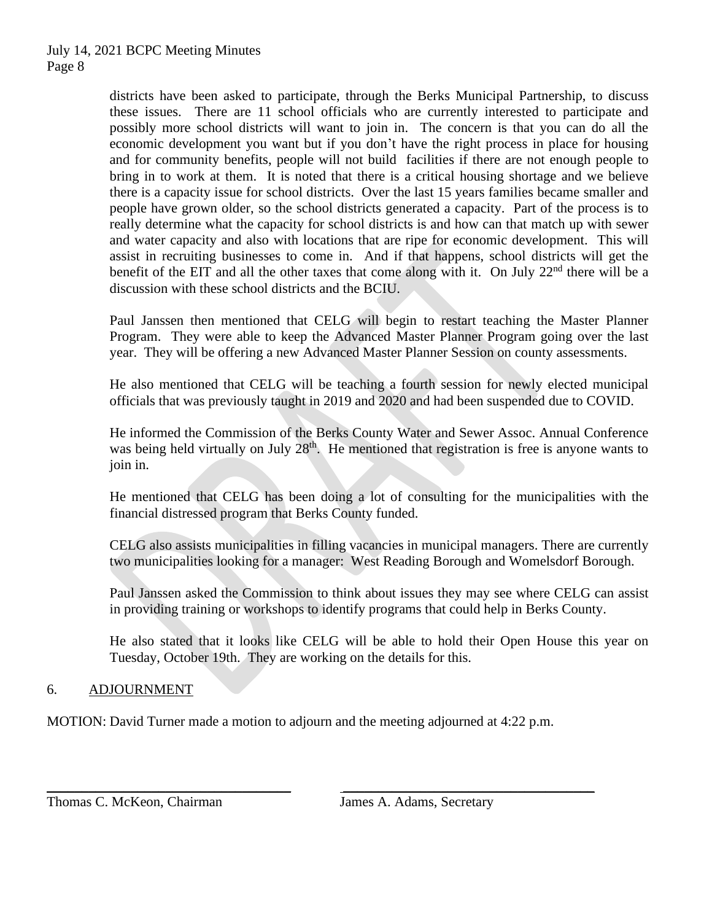districts have been asked to participate, through the Berks Municipal Partnership, to discuss these issues. There are 11 school officials who are currently interested to participate and possibly more school districts will want to join in. The concern is that you can do all the economic development you want but if you don't have the right process in place for housing and for community benefits, people will not build facilities if there are not enough people to bring in to work at them. It is noted that there is a critical housing shortage and we believe there is a capacity issue for school districts. Over the last 15 years families became smaller and people have grown older, so the school districts generated a capacity. Part of the process is to really determine what the capacity for school districts is and how can that match up with sewer and water capacity and also with locations that are ripe for economic development. This will assist in recruiting businesses to come in. And if that happens, school districts will get the benefit of the EIT and all the other taxes that come along with it. On July 22nd there will be a discussion with these school districts and the BCIU.

Paul Janssen then mentioned that CELG will begin to restart teaching the Master Planner Program. They were able to keep the Advanced Master Planner Program going over the last year. They will be offering a new Advanced Master Planner Session on county assessments.

He also mentioned that CELG will be teaching a fourth session for newly elected municipal officials that was previously taught in 2019 and 2020 and had been suspended due to COVID.

He informed the Commission of the Berks County Water and Sewer Assoc. Annual Conference was being held virtually on July 28th. He mentioned that registration is free is anyone wants to join in.

He mentioned that CELG has been doing a lot of consulting for the municipalities with the financial distressed program that Berks County funded.

CELG also assists municipalities in filling vacancies in municipal managers. There are currently two municipalities looking for a manager: West Reading Borough and Womelsdorf Borough.

Paul Janssen asked the Commission to think about issues they may see where CELG can assist in providing training or workshops to identify programs that could help in Berks County.

He also stated that it looks like CELG will be able to hold their Open House this year on Tuesday, October 19th. They are working on the details for this.

6. ADJOURNMENT

MOTION: David Turner made a motion to adjourn and the meeting adjourned at 4:22 p.m.

\_\_\_\_\_\_\_\_\_\_\_\_\_\_\_\_\_\_\_\_\_\_\_\_\_\_\_\_\_\_\_\_ \_\_\_\_\_\_\_\_\_\_\_\_\_\_\_\_\_\_\_\_\_\_\_\_\_\_\_\_\_\_\_\_

Thomas C. McKeon, Chairman James A. Adams, Secretary